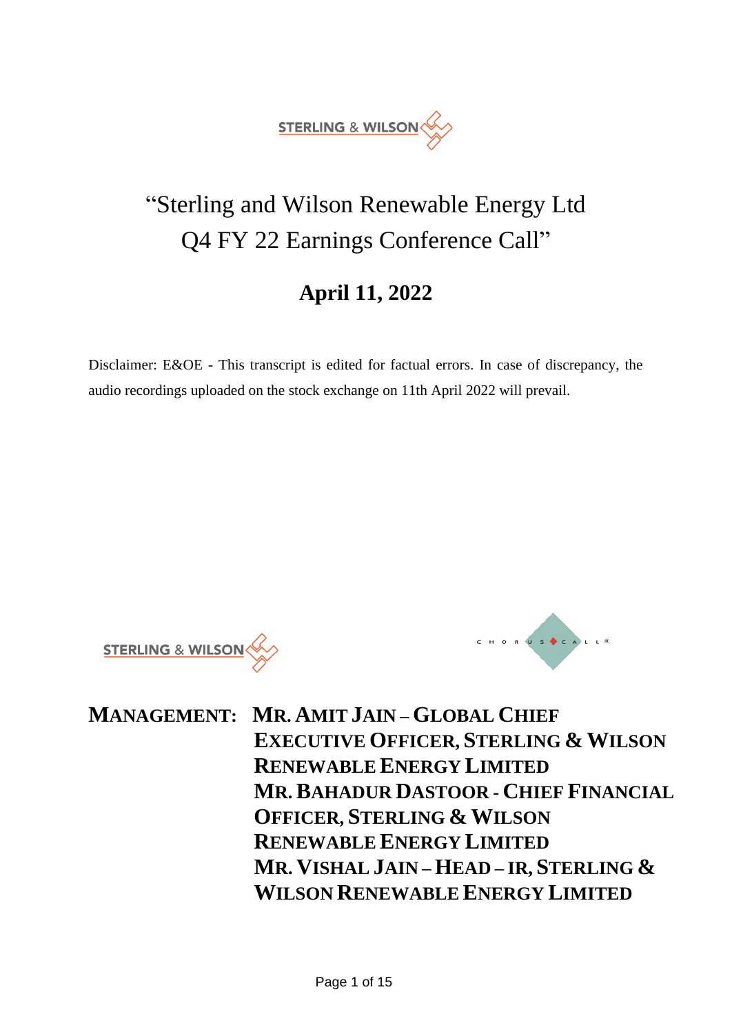# "Sterling and Wilson Renewable Energy Ltd Q4 FY 22 Earnings Conference Call"

## April 11, 2022

Disclaimer: E&OE - This transcript is edited for factual errors. In case of discrepancy, the audio recordings uploaded on the stock exchange on 11th April 2022 will prevail.

**MANAGEMENT:** **MR. AMIT JAIN – GLOBAL CHIEF EXECUTIVE OFFICER, STERLING & WILSON RENEWABLE ENERGY LIMITED**
**MR. BAHADUR DASTOOR - CHIEF FINANCIAL OFFICER, STERLING & WILSON RENEWABLE ENERGY LIMITED**
**MR. VISHAL JAIN – HEAD – IR, STERLING & WILSON RENEWABLE ENERGY LIMITED**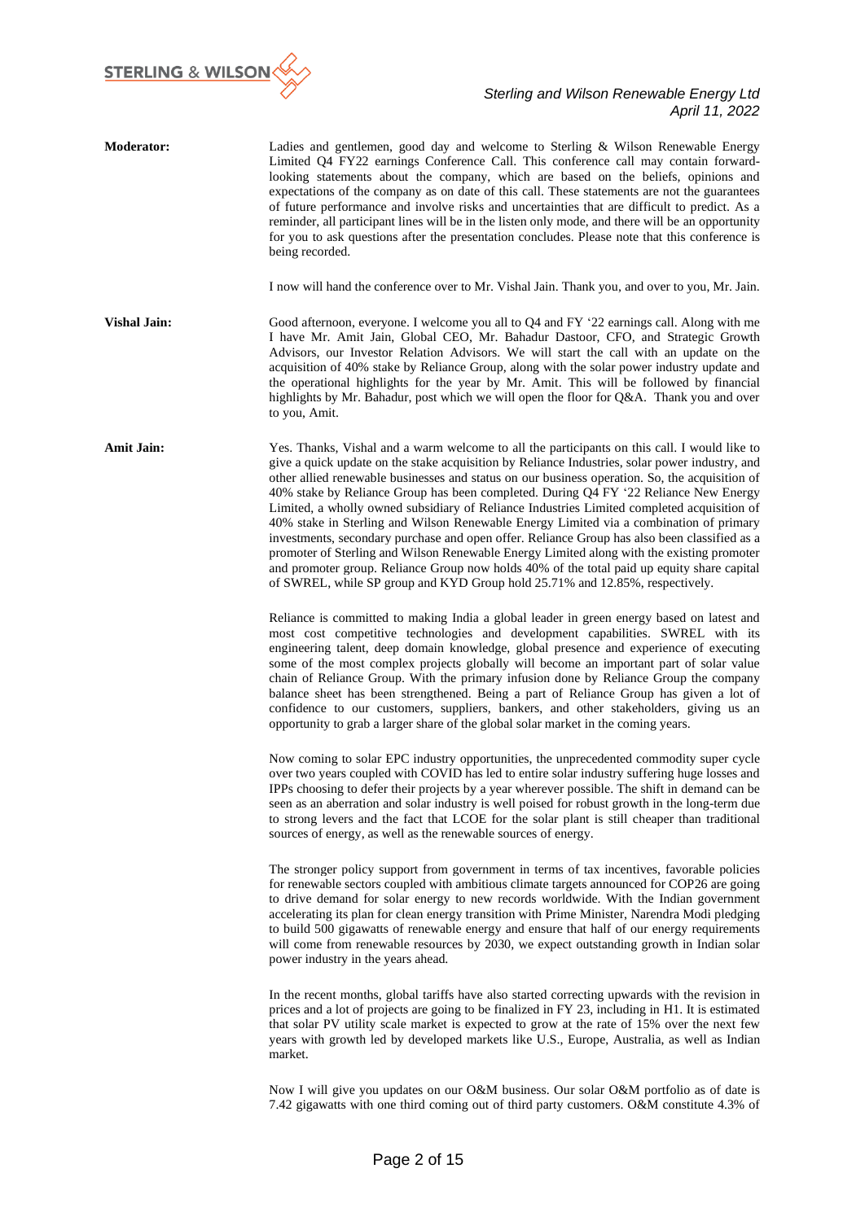**Moderator:** Ladies and gentlemen, good day and welcome to Sterling & Wilson Renewable Energy Limited Q4 FY22 earnings Conference Call. This conference call may contain forward-looking statements about the company, which are based on the beliefs, opinions and expectations of the company as on date of this call. These statements are not the guarantees of future performance and involve risks and uncertainties that are difficult to predict. As a reminder, all participant lines will be in the listen only mode, and there will be an opportunity for you to ask questions after the presentation concludes. Please note that this conference is being recorded.

I now will hand the conference over to Mr. Vishal Jain. Thank you, and over to you, Mr. Jain.

**Vishal Jain:** Good afternoon, everyone. I welcome you all to Q4 and FY '22 earnings call. Along with me I have Mr. Amit Jain, Global CEO, Mr. Bahadur Dastoor, CFO, and Strategic Growth Advisors, our Investor Relation Advisors. We will start the call with an update on the acquisition of 40% stake by Reliance Group, along with the solar power industry update and the operational highlights for the year by Mr. Amit. This will be followed by financial highlights by Mr. Bahadur, post which we will open the floor for Q&A. Thank you and over to you, Amit.

**Amit Jain:** Yes. Thanks, Vishal and a warm welcome to all the participants on this call. I would like to give a quick update on the stake acquisition by Reliance Industries, solar power industry, and other allied renewable businesses and status on our business operation. So, the acquisition of 40% stake by Reliance Group has been completed. During Q4 FY '22 Reliance New Energy Limited, a wholly owned subsidiary of Reliance Industries Limited completed acquisition of 40% stake in Sterling and Wilson Renewable Energy Limited via a combination of primary investments, secondary purchase and open offer. Reliance Group has also been classified as a promoter of Sterling and Wilson Renewable Energy Limited along with the existing promoter and promoter group. Reliance Group now holds 40% of the total paid up equity share capital of SWREL, while SP group and KYD Group hold 25.71% and 12.85%, respectively.

Reliance is committed to making India a global leader in green energy based on latest and most cost competitive technologies and development capabilities. SWREL with its engineering talent, deep domain knowledge, global presence and experience of executing some of the most complex projects globally will become an important part of solar value chain of Reliance Group. With the primary infusion done by Reliance Group the company balance sheet has been strengthened. Being a part of Reliance Group has given a lot of confidence to our customers, suppliers, bankers, and other stakeholders, giving us an opportunity to grab a larger share of the global solar market in the coming years.

Now coming to solar EPC industry opportunities, the unprecedented commodity super cycle over two years coupled with COVID has led to entire solar industry suffering huge losses and IPPs choosing to defer their projects by a year wherever possible. The shift in demand can be seen as an aberration and solar industry is well poised for robust growth in the long-term due to strong levers and the fact that LCOE for the solar plant is still cheaper than traditional sources of energy, as well as the renewable sources of energy.

The stronger policy support from government in terms of tax incentives, favorable policies for renewable sectors coupled with ambitious climate targets announced for COP26 are going to drive demand for solar energy to new records worldwide. With the Indian government accelerating its plan for clean energy transition with Prime Minister, Narendra Modi pledging to build 500 gigawatts of renewable energy and ensure that half of our energy requirements will come from renewable resources by 2030, we expect outstanding growth in Indian solar power industry in the years ahead.

In the recent months, global tariffs have also started correcting upwards with the revision in prices and a lot of projects are going to be finalized in FY 23, including in H1. It is estimated that solar PV utility scale market is expected to grow at the rate of 15% over the next few years with growth led by developed markets like U.S., Europe, Australia, as well as Indian market.

Now I will give you updates on our O&M business. Our solar O&M portfolio as of date is 7.42 gigawatts with one third coming out of third party customers. O&M constitute 4.3% of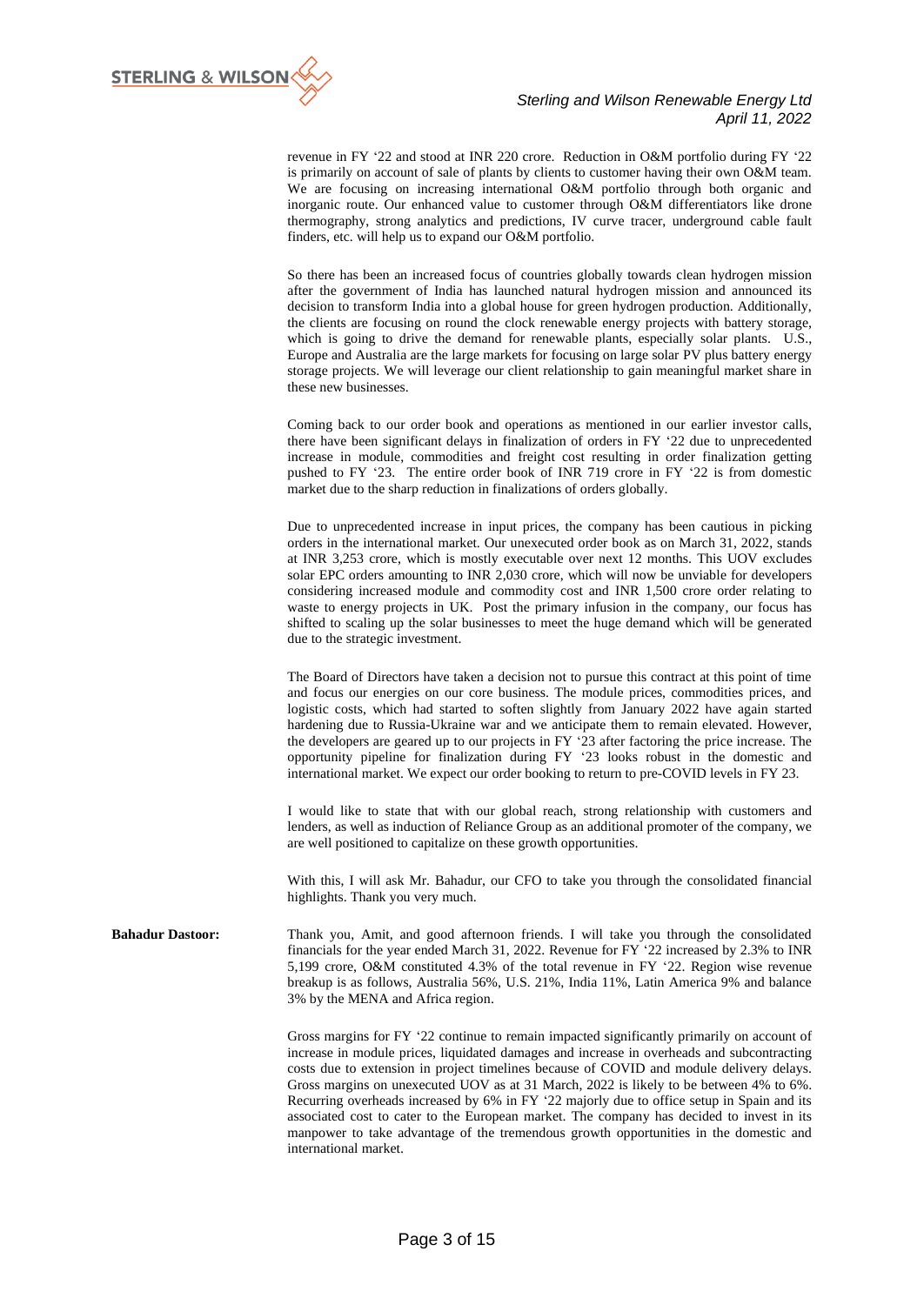revenue in FY '22 and stood at INR 220 crore. Reduction in O&M portfolio during FY '22 is primarily on account of sale of plants by clients to customer having their own O&M team. We are focusing on increasing international O&M portfolio through both organic and inorganic route. Our enhanced value to customer through O&M differentiators like drone thermography, strong analytics and predictions, IV curve tracer, underground cable fault finders, etc. will help us to expand our O&M portfolio.

So there has been an increased focus of countries globally towards clean hydrogen mission after the government of India has launched natural hydrogen mission and announced its decision to transform India into a global house for green hydrogen production. Additionally, the clients are focusing on round the clock renewable energy projects with battery storage, which is going to drive the demand for renewable plants, especially solar plants. U.S., Europe and Australia are the large markets for focusing on large solar PV plus battery energy storage projects. We will leverage our client relationship to gain meaningful market share in these new businesses.

Coming back to our order book and operations as mentioned in our earlier investor calls, there have been significant delays in finalization of orders in FY '22 due to unprecedented increase in module, commodities and freight cost resulting in order finalization getting pushed to FY '23. The entire order book of INR 719 crore in FY '22 is from domestic market due to the sharp reduction in finalizations of orders globally.

Due to unprecedented increase in input prices, the company has been cautious in picking orders in the international market. Our unexecuted order book as on March 31, 2022, stands at INR 3,253 crore, which is mostly executable over next 12 months. This UOV excludes solar EPC orders amounting to INR 2,030 crore, which will now be unviable for developers considering increased module and commodity cost and INR 1,500 crore order relating to waste to energy projects in UK. Post the primary infusion in the company, our focus has shifted to scaling up the solar businesses to meet the huge demand which will be generated due to the strategic investment.

The Board of Directors have taken a decision not to pursue this contract at this point of time and focus our energies on our core business. The module prices, commodities prices, and logistic costs, which had started to soften slightly from January 2022 have again started hardening due to Russia-Ukraine war and we anticipate them to remain elevated. However, the developers are geared up to our projects in FY '23 after factoring the price increase. The opportunity pipeline for finalization during FY '23 looks robust in the domestic and international market. We expect our order booking to return to pre-COVID levels in FY 23.

I would like to state that with our global reach, strong relationship with customers and lenders, as well as induction of Reliance Group as an additional promoter of the company, we are well positioned to capitalize on these growth opportunities.

With this, I will ask Mr. Bahadur, our CFO to take you through the consolidated financial highlights. Thank you very much.

**Bahadur Dastoor:** Thank you, Amit, and good afternoon friends. I will take you through the consolidated financials for the year ended March 31, 2022. Revenue for FY '22 increased by 2.3% to INR 5,199 crore, O&M constituted 4.3% of the total revenue in FY '22. Region wise revenue breakup is as follows, Australia 56%, U.S. 21%, India 11%, Latin America 9% and balance 3% by the MENA and Africa region.

Gross margins for FY '22 continue to remain impacted significantly primarily on account of increase in module prices, liquidated damages and increase in overheads and subcontracting costs due to extension in project timelines because of COVID and module delivery delays. Gross margins on unexecuted UOV as at 31 March, 2022 is likely to be between 4% to 6%. Recurring overheads increased by 6% in FY '22 majorly due to office setup in Spain and its associated cost to cater to the European market. The company has decided to invest in its manpower to take advantage of the tremendous growth opportunities in the domestic and international market.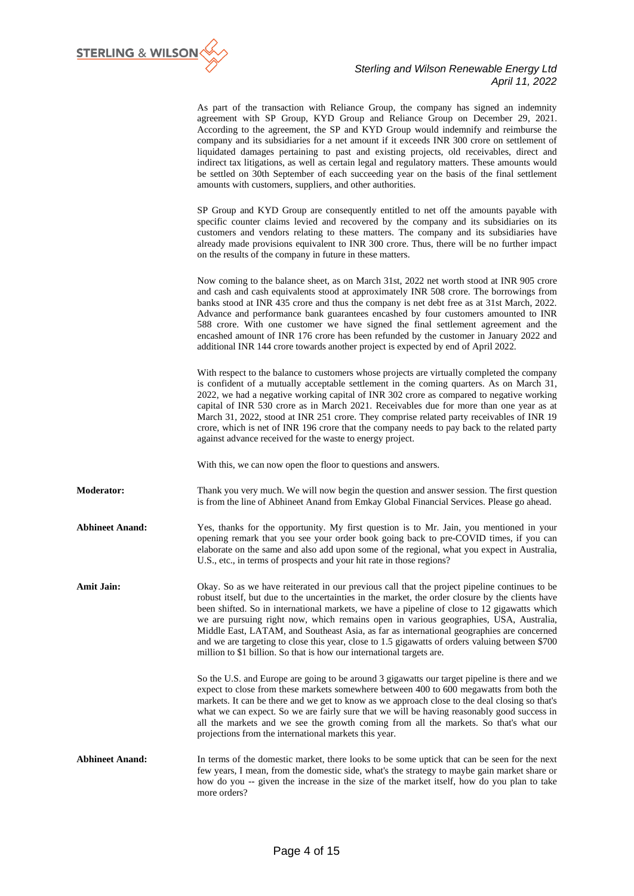As part of the transaction with Reliance Group, the company has signed an indemnity agreement with SP Group, KYD Group and Reliance Group on December 29, 2021. According to the agreement, the SP and KYD Group would indemnify and reimburse the company and its subsidiaries for a net amount if it exceeds INR 300 crore on settlement of liquidated damages pertaining to past and existing projects, old receivables, direct and indirect tax litigations, as well as certain legal and regulatory matters. These amounts would be settled on 30th September of each succeeding year on the basis of the final settlement amounts with customers, suppliers, and other authorities.

SP Group and KYD Group are consequently entitled to net off the amounts payable with specific counter claims levied and recovered by the company and its subsidiaries on its customers and vendors relating to these matters. The company and its subsidiaries have already made provisions equivalent to INR 300 crore. Thus, there will be no further impact on the results of the company in future in these matters.

Now coming to the balance sheet, as on March 31st, 2022 net worth stood at INR 905 crore and cash and cash equivalents stood at approximately INR 508 crore. The borrowings from banks stood at INR 435 crore and thus the company is net debt free as at 31st March, 2022. Advance and performance bank guarantees encashed by four customers amounted to INR 588 crore. With one customer we have signed the final settlement agreement and the encashed amount of INR 176 crore has been refunded by the customer in January 2022 and additional INR 144 crore towards another project is expected by end of April 2022.

With respect to the balance to customers whose projects are virtually completed the company is confident of a mutually acceptable settlement in the coming quarters. As on March 31, 2022, we had a negative working capital of INR 302 crore as compared to negative working capital of INR 530 crore as in March 2021. Receivables due for more than one year as at March 31, 2022, stood at INR 251 crore. They comprise related party receivables of INR 19 crore, which is net of INR 196 crore that the company needs to pay back to the related party against advance received for the waste to energy project.

With this, we can now open the floor to questions and answers.

**Moderator:** Thank you very much. We will now begin the question and answer session. The first question is from the line of Abhineet Anand from Emkay Global Financial Services. Please go ahead.

**Abhineet Anand:** Yes, thanks for the opportunity. My first question is to Mr. Jain, you mentioned in your opening remark that you see your order book going back to pre-COVID times, if you can elaborate on the same and also add upon some of the regional, what you expect in Australia, U.S., etc., in terms of prospects and your hit rate in those regions?

**Amit Jain:** Okay. So as we have reiterated in our previous call that the project pipeline continues to be robust itself, but due to the uncertainties in the market, the order closure by the clients have been shifted. So in international markets, we have a pipeline of close to 12 gigawatts which we are pursuing right now, which remains open in various geographies, USA, Australia, Middle East, LATAM, and Southeast Asia, as far as international geographies are concerned and we are targeting to close this year, close to 1.5 gigawatts of orders valuing between $700 million to $1 billion. So that is how our international targets are.

So the U.S. and Europe are going to be around 3 gigawatts our target pipeline is there and we expect to close from these markets somewhere between 400 to 600 megawatts from both the markets. It can be there and we get to know as we approach close to the deal closing so that's what we can expect. So we are fairly sure that we will be having reasonably good success in all the markets and we see the growth coming from all the markets. So that's what our projections from the international markets this year.

**Abhineet Anand:** In terms of the domestic market, there looks to be some uptick that can be seen for the next few years, I mean, from the domestic side, what's the strategy to maybe gain market share or how do you -- given the increase in the size of the market itself, how do you plan to take more orders?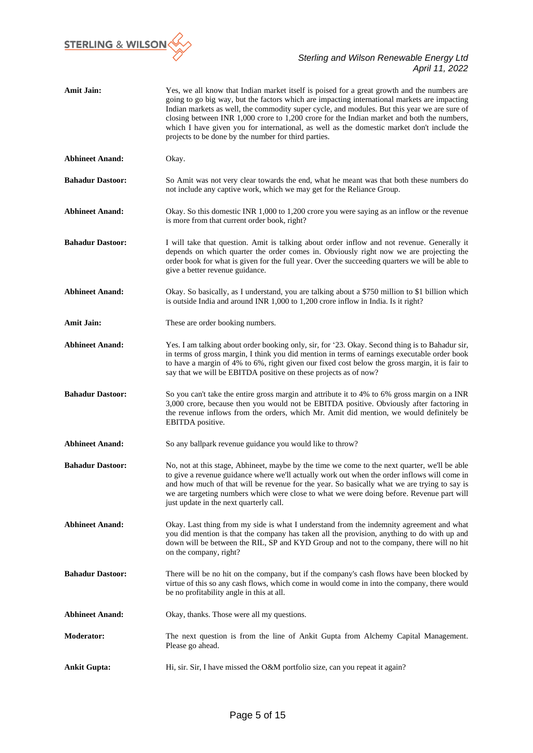**Amit Jain:** Yes, we all know that Indian market itself is poised for a great growth and the numbers are going to go big way, but the factors which are impacting international markets are impacting Indian markets as well, the commodity super cycle, and modules. But this year we are sure of closing between INR 1,000 crore to 1,200 crore for the Indian market and both the numbers, which I have given you for international, as well as the domestic market don't include the projects to be done by the number for third parties.

**Abhineet Anand:** Okay.

**Bahadur Dastoor:** So Amit was not very clear towards the end, what he meant was that both these numbers do not include any captive work, which we may get for the Reliance Group.

**Abhineet Anand:** Okay. So this domestic INR 1,000 to 1,200 crore you were saying as an inflow or the revenue is more from that current order book, right?

**Bahadur Dastoor:** I will take that question. Amit is talking about order inflow and not revenue. Generally it depends on which quarter the order comes in. Obviously right now we are projecting the order book for what is given for the full year. Over the succeeding quarters we will be able to give a better revenue guidance.

**Abhineet Anand:** Okay. So basically, as I understand, you are talking about a $750 million to $1 billion which is outside India and around INR 1,000 to 1,200 crore inflow in India. Is it right?

**Amit Jain:** These are order booking numbers.

**Abhineet Anand:** Yes. I am talking about order booking only, sir, for '23. Okay. Second thing is to Bahadur sir, in terms of gross margin, I think you did mention in terms of earnings executable order book to have a margin of 4% to 6%, right given our fixed cost below the gross margin, it is fair to say that we will be EBITDA positive on these projects as of now?

**Bahadur Dastoor:** So you can't take the entire gross margin and attribute it to 4% to 6% gross margin on a INR 3,000 crore, because then you would not be EBITDA positive. Obviously after factoring in the revenue inflows from the orders, which Mr. Amit did mention, we would definitely be EBITDA positive.

**Abhineet Anand:** So any ballpark revenue guidance you would like to throw?

**Bahadur Dastoor:** No, not at this stage, Abhineet, maybe by the time we come to the next quarter, we'll be able to give a revenue guidance where we'll actually work out when the order inflows will come in and how much of that will be revenue for the year. So basically what we are trying to say is we are targeting numbers which were close to what we were doing before. Revenue part will just update in the next quarterly call.

**Abhineet Anand:** Okay. Last thing from my side is what I understand from the indemnity agreement and what you did mention is that the company has taken all the provision, anything to do with up and down will be between the RIL, SP and KYD Group and not to the company, there will no hit on the company, right?

**Bahadur Dastoor:** There will be no hit on the company, but if the company's cash flows have been blocked by virtue of this so any cash flows, which come in would come in into the company, there would be no profitability angle in this at all.

**Abhineet Anand:** Okay, thanks. Those were all my questions.

**Moderator:** The next question is from the line of Ankit Gupta from Alchemy Capital Management. Please go ahead.

**Ankit Gupta:** Hi, sir. Sir, I have missed the O&M portfolio size, can you repeat it again?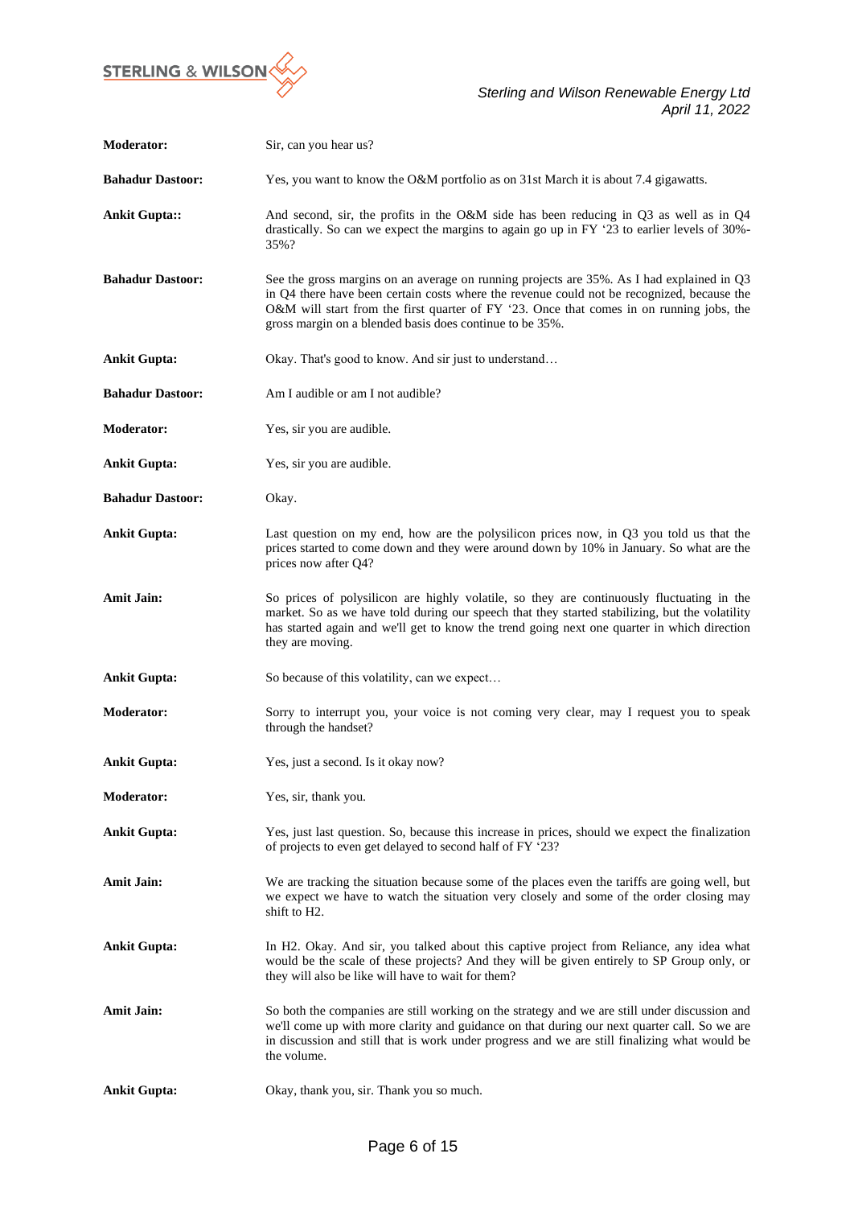**Moderator:** Sir, can you hear us?

**Bahadur Dastoor:** Yes, you want to know the O&M portfolio as on 31st March it is about 7.4 gigawatts.

**Ankit Gupta::** And second, sir, the profits in the O&M side has been reducing in Q3 as well as in Q4 drastically. So can we expect the margins to again go up in FY '23 to earlier levels of 30%-35%?

**Bahadur Dastoor:** See the gross margins on an average on running projects are 35%. As I had explained in Q3 in Q4 there have been certain costs where the revenue could not be recognized, because the O&M will start from the first quarter of FY '23. Once that comes in on running jobs, the gross margin on a blended basis does continue to be 35%.

**Ankit Gupta:** Okay. That's good to know. And sir just to understand…

**Bahadur Dastoor:** Am I audible or am I not audible?

**Moderator:** Yes, sir you are audible.

**Ankit Gupta:** Yes, sir you are audible.

**Bahadur Dastoor:** Okay.

**Ankit Gupta:** Last question on my end, how are the polysilicon prices now, in Q3 you told us that the prices started to come down and they were around down by 10% in January. So what are the prices now after Q4?

**Amit Jain:** So prices of polysilicon are highly volatile, so they are continuously fluctuating in the market. So as we have told during our speech that they started stabilizing, but the volatility has started again and we'll get to know the trend going next one quarter in which direction they are moving.

**Ankit Gupta:** So because of this volatility, can we expect…

**Moderator:** Sorry to interrupt you, your voice is not coming very clear, may I request you to speak through the handset?

**Ankit Gupta:** Yes, just a second. Is it okay now?

**Moderator:** Yes, sir, thank you.

**Ankit Gupta:** Yes, just last question. So, because this increase in prices, should we expect the finalization of projects to even get delayed to second half of FY '23?

**Amit Jain:** We are tracking the situation because some of the places even the tariffs are going well, but we expect we have to watch the situation very closely and some of the order closing may shift to H2.

**Ankit Gupta:** In H2. Okay. And sir, you talked about this captive project from Reliance, any idea what would be the scale of these projects? And they will be given entirely to SP Group only, or they will also be like will have to wait for them?

**Amit Jain:** So both the companies are still working on the strategy and we are still under discussion and we'll come up with more clarity and guidance on that during our next quarter call. So we are in discussion and still that is work under progress and we are still finalizing what would be the volume.

**Ankit Gupta:** Okay, thank you, sir. Thank you so much.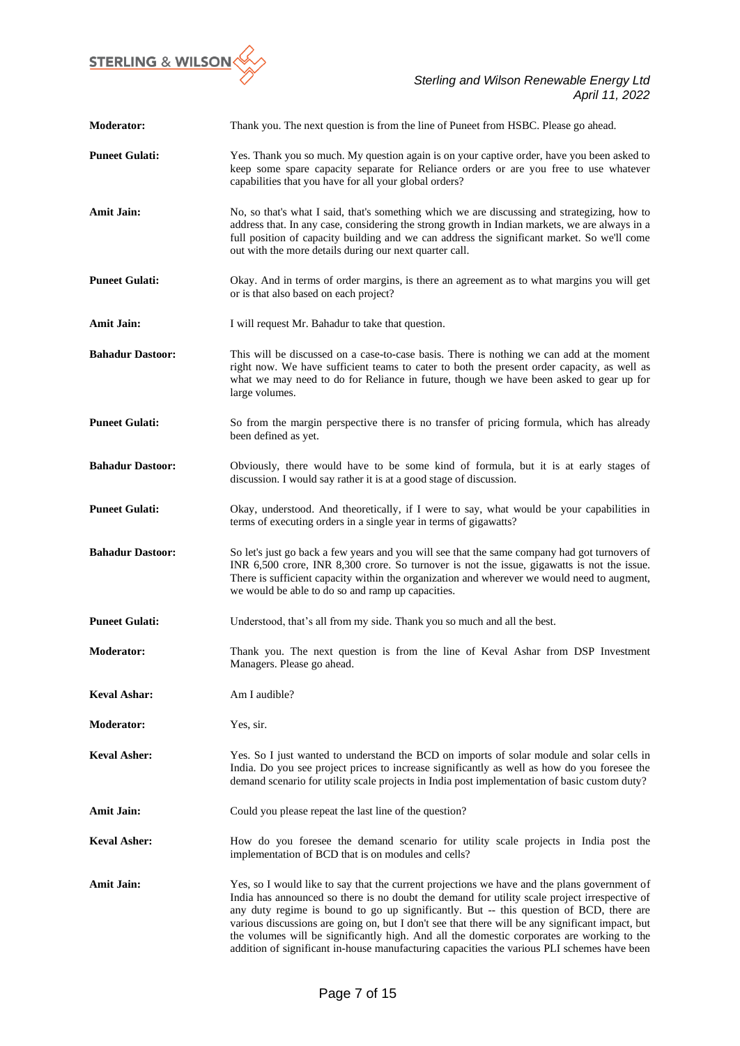**Moderator:** Thank you. The next question is from the line of Puneet from HSBC. Please go ahead.

**Puneet Gulati:** Yes. Thank you so much. My question again is on your captive order, have you been asked to keep some spare capacity separate for Reliance orders or are you free to use whatever capabilities that you have for all your global orders?

**Amit Jain:** No, so that's what I said, that's something which we are discussing and strategizing, how to address that. In any case, considering the strong growth in Indian markets, we are always in a full position of capacity building and we can address the significant market. So we'll come out with the more details during our next quarter call.

**Puneet Gulati:** Okay. And in terms of order margins, is there an agreement as to what margins you will get or is that also based on each project?

**Amit Jain:** I will request Mr. Bahadur to take that question.

**Bahadur Dastoor:** This will be discussed on a case-to-case basis. There is nothing we can add at the moment right now. We have sufficient teams to cater to both the present order capacity, as well as what we may need to do for Reliance in future, though we have been asked to gear up for large volumes.

**Puneet Gulati:** So from the margin perspective there is no transfer of pricing formula, which has already been defined as yet.

**Bahadur Dastoor:** Obviously, there would have to be some kind of formula, but it is at early stages of discussion. I would say rather it is at a good stage of discussion.

**Puneet Gulati:** Okay, understood. And theoretically, if I were to say, what would be your capabilities in terms of executing orders in a single year in terms of gigawatts?

**Bahadur Dastoor:** So let's just go back a few years and you will see that the same company had got turnovers of INR 6,500 crore, INR 8,300 crore. So turnover is not the issue, gigawatts is not the issue. There is sufficient capacity within the organization and wherever we would need to augment, we would be able to do so and ramp up capacities.

**Puneet Gulati:** Understood, that's all from my side. Thank you so much and all the best.

**Moderator:** Thank you. The next question is from the line of Keval Ashar from DSP Investment Managers. Please go ahead.

**Keval Ashar:** Am I audible?

**Moderator:** Yes, sir.

**Keval Asher:** Yes. So I just wanted to understand the BCD on imports of solar module and solar cells in India. Do you see project prices to increase significantly as well as how do you foresee the demand scenario for utility scale projects in India post implementation of basic custom duty?

**Amit Jain:** Could you please repeat the last line of the question?

**Keval Asher:** How do you foresee the demand scenario for utility scale projects in India post the implementation of BCD that is on modules and cells?

**Amit Jain:** Yes, so I would like to say that the current projections we have and the plans government of India has announced so there is no doubt the demand for utility scale project irrespective of any duty regime is bound to go up significantly. But -- this question of BCD, there are various discussions are going on, but I don't see that there will be any significant impact, but the volumes will be significantly high. And all the domestic corporates are working to the addition of significant in-house manufacturing capacities the various PLI schemes have been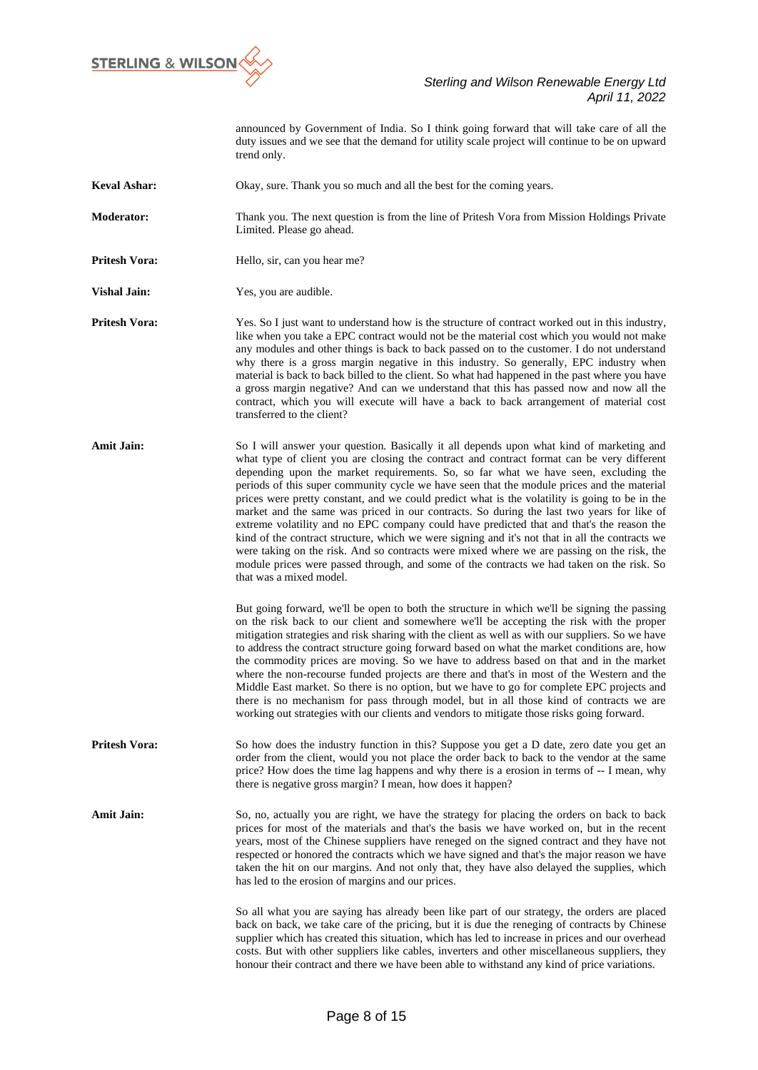announced by Government of India. So I think going forward that will take care of all the duty issues and we see that the demand for utility scale project will continue to be on upward trend only.

**Keval Ashar:** Okay, sure. Thank you so much and all the best for the coming years.

**Moderator:** Thank you. The next question is from the line of Pritesh Vora from Mission Holdings Private Limited. Please go ahead.

**Pritesh Vora:** Hello, sir, can you hear me?

**Vishal Jain:** Yes, you are audible.

**Pritesh Vora:** Yes. So I just want to understand how is the structure of contract worked out in this industry, like when you take a EPC contract would not be the material cost which you would not make any modules and other things is back to back passed on to the customer. I do not understand why there is a gross margin negative in this industry. So generally, EPC industry when material is back to back billed to the client. So what had happened in the past where you have a gross margin negative? And can we understand that this has passed now and now all the contract, which you will execute will have a back to back arrangement of material cost transferred to the client?

**Amit Jain:** So I will answer your question. Basically it all depends upon what kind of marketing and what type of client you are closing the contract and contract format can be very different depending upon the market requirements. So, so far what we have seen, excluding the periods of this super community cycle we have seen that the module prices and the material prices were pretty constant, and we could predict what is the volatility is going to be in the market and the same was priced in our contracts. So during the last two years for like of extreme volatility and no EPC company could have predicted that and that's the reason the kind of the contract structure, which we were signing and it's not that in all the contracts we were taking on the risk. And so contracts were mixed where we are passing on the risk, the module prices were passed through, and some of the contracts we had taken on the risk. So that was a mixed model.

But going forward, we'll be open to both the structure in which we'll be signing the passing on the risk back to our client and somewhere we'll be accepting the risk with the proper mitigation strategies and risk sharing with the client as well as with our suppliers. So we have to address the contract structure going forward based on what the market conditions are, how the commodity prices are moving. So we have to address based on that and in the market where the non-recourse funded projects are there and that's in most of the Western and the Middle East market. So there is no option, but we have to go for complete EPC projects and there is no mechanism for pass through model, but in all those kind of contracts we are working out strategies with our clients and vendors to mitigate those risks going forward.

**Pritesh Vora:** So how does the industry function in this? Suppose you get a D date, zero date you get an order from the client, would you not place the order back to back to the vendor at the same price? How does the time lag happens and why there is a erosion in terms of -- I mean, why there is negative gross margin? I mean, how does it happen?

**Amit Jain:** So, no, actually you are right, we have the strategy for placing the orders on back to back prices for most of the materials and that's the basis we have worked on, but in the recent years, most of the Chinese suppliers have reneged on the signed contract and they have not respected or honored the contracts which we have signed and that's the major reason we have taken the hit on our margins. And not only that, they have also delayed the supplies, which has led to the erosion of margins and our prices.

So all what you are saying has already been like part of our strategy, the orders are placed back on back, we take care of the pricing, but it is due the reneging of contracts by Chinese supplier which has created this situation, which has led to increase in prices and our overhead costs. But with other suppliers like cables, inverters and other miscellaneous suppliers, they honour their contract and there we have been able to withstand any kind of price variations.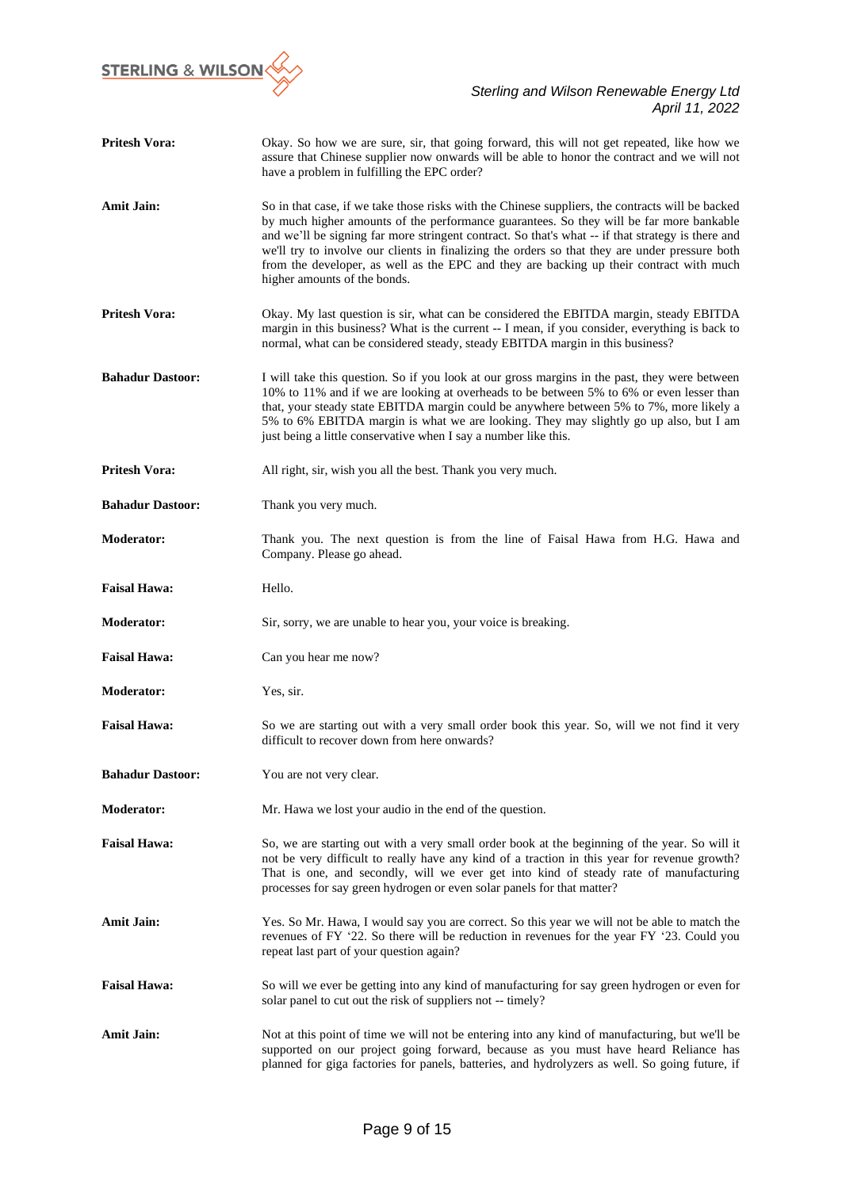**Pritesh Vora:** Okay. So how we are sure, sir, that going forward, this will not get repeated, like how we assure that Chinese supplier now onwards will be able to honor the contract and we will not have a problem in fulfilling the EPC order?

**Amit Jain:** So in that case, if we take those risks with the Chinese suppliers, the contracts will be backed by much higher amounts of the performance guarantees. So they will be far more bankable and we'll be signing far more stringent contract. So that's what -- if that strategy is there and we'll try to involve our clients in finalizing the orders so that they are under pressure both from the developer, as well as the EPC and they are backing up their contract with much higher amounts of the bonds.

**Pritesh Vora:** Okay. My last question is sir, what can be considered the EBITDA margin, steady EBITDA margin in this business? What is the current -- I mean, if you consider, everything is back to normal, what can be considered steady, steady EBITDA margin in this business?

**Bahadur Dastoor:** I will take this question. So if you look at our gross margins in the past, they were between 10% to 11% and if we are looking at overheads to be between 5% to 6% or even lesser than that, your steady state EBITDA margin could be anywhere between 5% to 7%, more likely a 5% to 6% EBITDA margin is what we are looking. They may slightly go up also, but I am just being a little conservative when I say a number like this.

**Pritesh Vora:** All right, sir, wish you all the best. Thank you very much.

**Bahadur Dastoor:** Thank you very much.

**Moderator:** Thank you. The next question is from the line of Faisal Hawa from H.G. Hawa and Company. Please go ahead.

**Faisal Hawa:** Hello.

**Moderator:** Sir, sorry, we are unable to hear you, your voice is breaking.

**Faisal Hawa:** Can you hear me now?

**Moderator:** Yes, sir.

**Faisal Hawa:** So we are starting out with a very small order book this year. So, will we not find it very difficult to recover down from here onwards?

**Bahadur Dastoor:** You are not very clear.

**Moderator:** Mr. Hawa we lost your audio in the end of the question.

**Faisal Hawa:** So, we are starting out with a very small order book at the beginning of the year. So will it not be very difficult to really have any kind of a traction in this year for revenue growth? That is one, and secondly, will we ever get into kind of steady rate of manufacturing processes for say green hydrogen or even solar panels for that matter?

**Amit Jain:** Yes. So Mr. Hawa, I would say you are correct. So this year we will not be able to match the revenues of FY '22. So there will be reduction in revenues for the year FY '23. Could you repeat last part of your question again?

**Faisal Hawa:** So will we ever be getting into any kind of manufacturing for say green hydrogen or even for solar panel to cut out the risk of suppliers not -- timely?

**Amit Jain:** Not at this point of time we will not be entering into any kind of manufacturing, but we'll be supported on our project going forward, because as you must have heard Reliance has planned for giga factories for panels, batteries, and hydrolyzers as well. So going future, if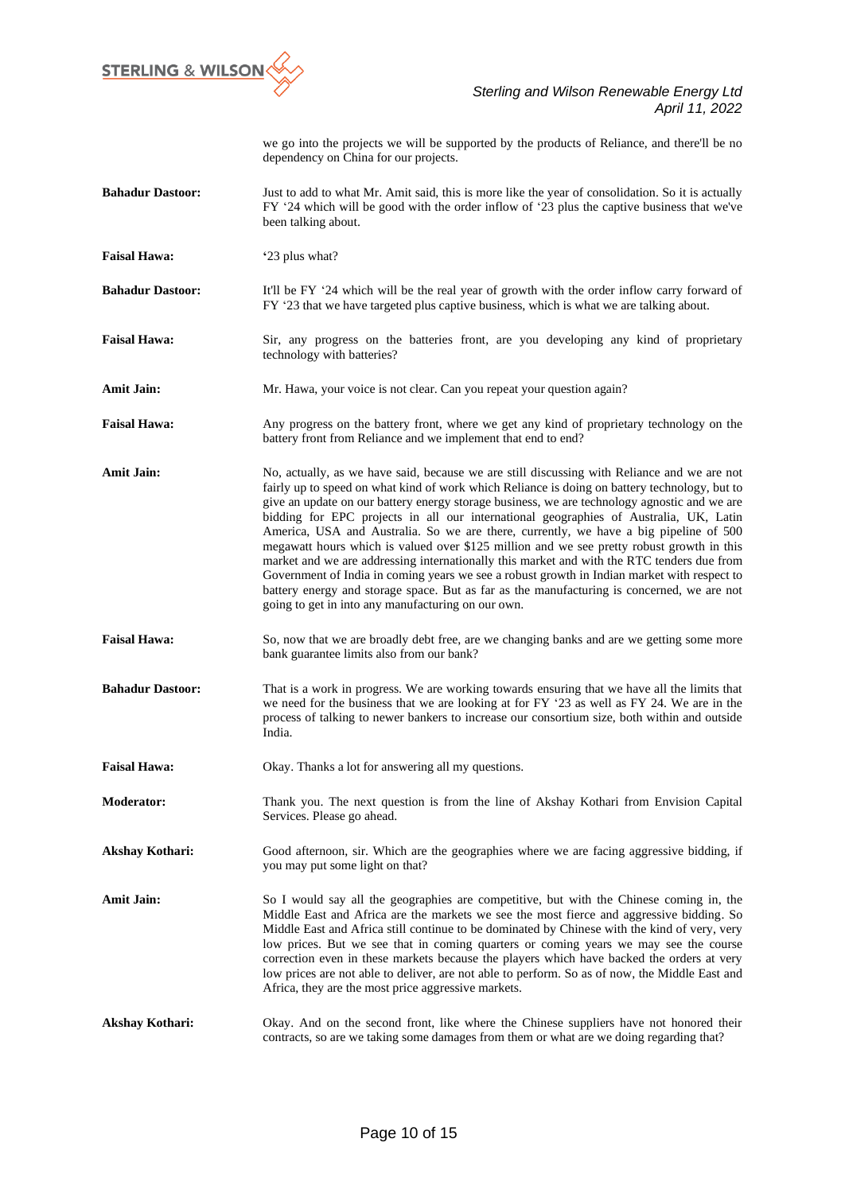we go into the projects we will be supported by the products of Reliance, and there'll be no dependency on China for our projects.

**Bahadur Dastoor:** Just to add to what Mr. Amit said, this is more like the year of consolidation. So it is actually FY '24 which will be good with the order inflow of '23 plus the captive business that we've been talking about.

**Faisal Hawa:** '23 plus what?

**Bahadur Dastoor:** It'll be FY '24 which will be the real year of growth with the order inflow carry forward of FY '23 that we have targeted plus captive business, which is what we are talking about.

**Faisal Hawa:** Sir, any progress on the batteries front, are you developing any kind of proprietary technology with batteries?

**Amit Jain:** Mr. Hawa, your voice is not clear. Can you repeat your question again?

**Faisal Hawa:** Any progress on the battery front, where we get any kind of proprietary technology on the battery front from Reliance and we implement that end to end?

**Amit Jain:** No, actually, as we have said, because we are still discussing with Reliance and we are not fairly up to speed on what kind of work which Reliance is doing on battery technology, but to give an update on our battery energy storage business, we are technology agnostic and we are bidding for EPC projects in all our international geographies of Australia, UK, Latin America, USA and Australia. So we are there, currently, we have a big pipeline of 500 megawatt hours which is valued over $125 million and we see pretty robust growth in this market and we are addressing internationally this market and with the RTC tenders due from Government of India in coming years we see a robust growth in Indian market with respect to battery energy and storage space. But as far as the manufacturing is concerned, we are not going to get in into any manufacturing on our own.

**Faisal Hawa:** So, now that we are broadly debt free, are we changing banks and are we getting some more bank guarantee limits also from our bank?

**Bahadur Dastoor:** That is a work in progress. We are working towards ensuring that we have all the limits that we need for the business that we are looking at for FY '23 as well as FY 24. We are in the process of talking to newer bankers to increase our consortium size, both within and outside India.

**Faisal Hawa:** Okay. Thanks a lot for answering all my questions.

**Moderator:** Thank you. The next question is from the line of Akshay Kothari from Envision Capital Services. Please go ahead.

**Akshay Kothari:** Good afternoon, sir. Which are the geographies where we are facing aggressive bidding, if you may put some light on that?

**Amit Jain:** So I would say all the geographies are competitive, but with the Chinese coming in, the Middle East and Africa are the markets we see the most fierce and aggressive bidding. So Middle East and Africa still continue to be dominated by Chinese with the kind of very, very low prices. But we see that in coming quarters or coming years we may see the course correction even in these markets because the players which have backed the orders at very low prices are not able to deliver, are not able to perform. So as of now, the Middle East and Africa, they are the most price aggressive markets.

**Akshay Kothari:** Okay. And on the second front, like where the Chinese suppliers have not honored their contracts, so are we taking some damages from them or what are we doing regarding that?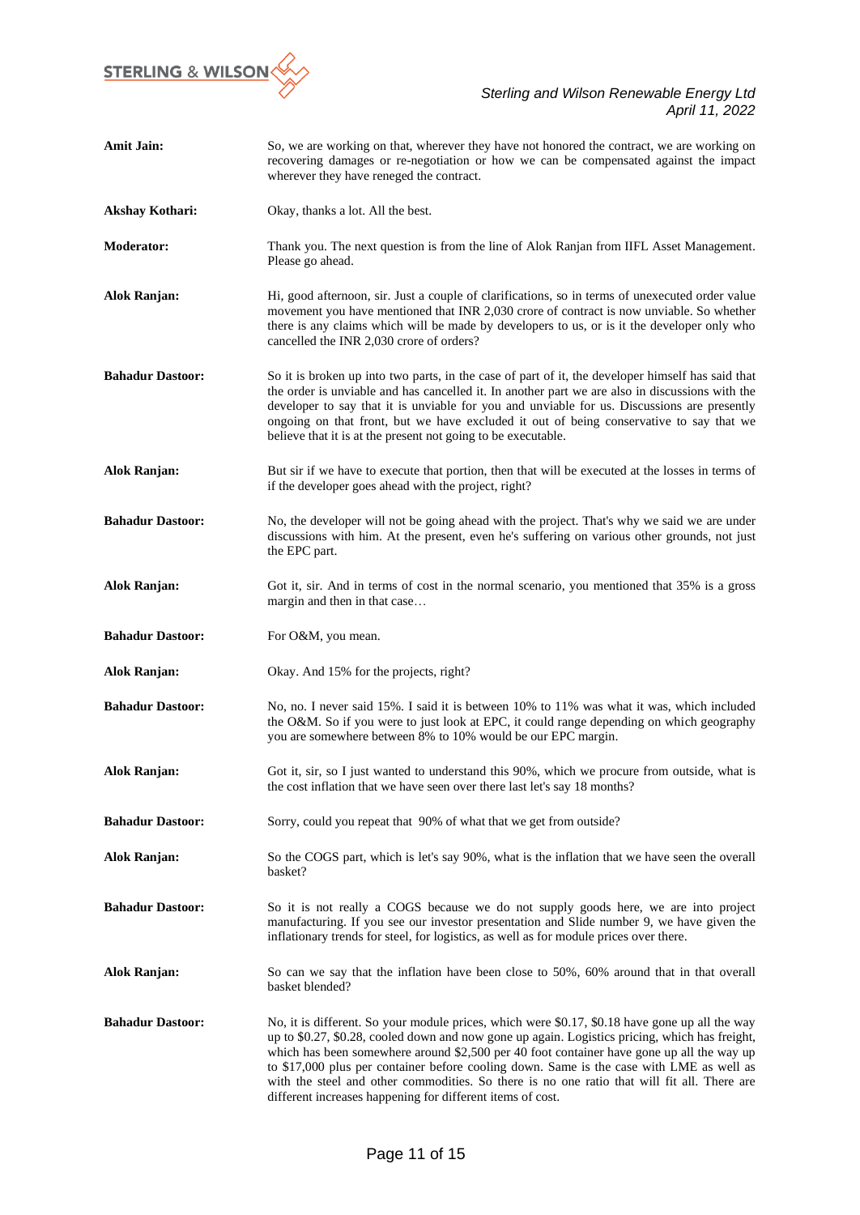**Amit Jain:** So, we are working on that, wherever they have not honored the contract, we are working on recovering damages or re-negotiation or how we can be compensated against the impact wherever they have reneged the contract.

**Akshay Kothari:** Okay, thanks a lot. All the best.

**Moderator:** Thank you. The next question is from the line of Alok Ranjan from IIFL Asset Management. Please go ahead.

**Alok Ranjan:** Hi, good afternoon, sir. Just a couple of clarifications, so in terms of unexecuted order value movement you have mentioned that INR 2,030 crore of contract is now unviable. So whether there is any claims which will be made by developers to us, or is it the developer only who cancelled the INR 2,030 crore of orders?

**Bahadur Dastoor:** So it is broken up into two parts, in the case of part of it, the developer himself has said that the order is unviable and has cancelled it. In another part we are also in discussions with the developer to say that it is unviable for you and unviable for us. Discussions are presently ongoing on that front, but we have excluded it out of being conservative to say that we believe that it is at the present not going to be executable.

**Alok Ranjan:** But sir if we have to execute that portion, then that will be executed at the losses in terms of if the developer goes ahead with the project, right?

**Bahadur Dastoor:** No, the developer will not be going ahead with the project. That's why we said we are under discussions with him. At the present, even he's suffering on various other grounds, not just the EPC part.

**Alok Ranjan:** Got it, sir. And in terms of cost in the normal scenario, you mentioned that 35% is a gross margin and then in that case…

**Bahadur Dastoor:** For O&M, you mean.

**Alok Ranjan:** Okay. And 15% for the projects, right?

**Bahadur Dastoor:** No, no. I never said 15%. I said it is between 10% to 11% was what it was, which included the O&M. So if you were to just look at EPC, it could range depending on which geography you are somewhere between 8% to 10% would be our EPC margin.

**Alok Ranjan:** Got it, sir, so I just wanted to understand this 90%, which we procure from outside, what is the cost inflation that we have seen over there last let's say 18 months?

**Bahadur Dastoor:** Sorry, could you repeat that 90% of what that we get from outside?

**Alok Ranjan:** So the COGS part, which is let's say 90%, what is the inflation that we have seen the overall basket?

**Bahadur Dastoor:** So it is not really a COGS because we do not supply goods here, we are into project manufacturing. If you see our investor presentation and Slide number 9, we have given the inflationary trends for steel, for logistics, as well as for module prices over there.

**Alok Ranjan:** So can we say that the inflation have been close to 50%, 60% around that in that overall basket blended?

**Bahadur Dastoor:** No, it is different. So your module prices, which were \$0.17, \$0.18 have gone up all the way up to \$0.27, \$0.28, cooled down and now gone up again. Logistics pricing, which has freight, which has been somewhere around \$2,500 per 40 foot container have gone up all the way up to \$17,000 plus per container before cooling down. Same is the case with LME as well as with the steel and other commodities. So there is no one ratio that will fit all. There are different increases happening for different items of cost.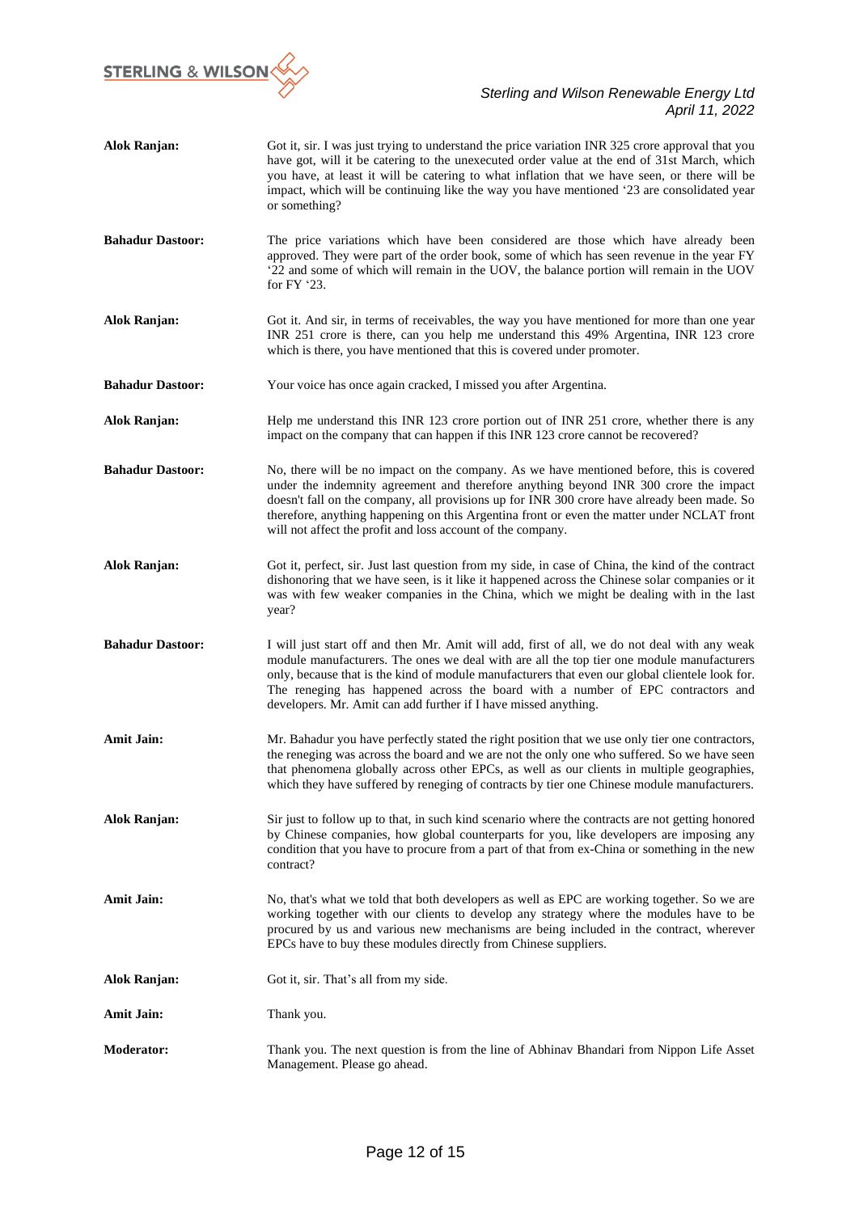**Alok Ranjan:** Got it, sir. I was just trying to understand the price variation INR 325 crore approval that you have got, will it be catering to the unexecuted order value at the end of 31st March, which you have, at least it will be catering to what inflation that we have seen, or there will be impact, which will be continuing like the way you have mentioned '23 are consolidated year or something?

**Bahadur Dastoor:** The price variations which have been considered are those which have already been approved. They were part of the order book, some of which has seen revenue in the year FY '22 and some of which will remain in the UOV, the balance portion will remain in the UOV for FY '23.

**Alok Ranjan:** Got it. And sir, in terms of receivables, the way you have mentioned for more than one year INR 251 crore is there, can you help me understand this 49% Argentina, INR 123 crore which is there, you have mentioned that this is covered under promoter.

**Bahadur Dastoor:** Your voice has once again cracked, I missed you after Argentina.

**Alok Ranjan:** Help me understand this INR 123 crore portion out of INR 251 crore, whether there is any impact on the company that can happen if this INR 123 crore cannot be recovered?

**Bahadur Dastoor:** No, there will be no impact on the company. As we have mentioned before, this is covered under the indemnity agreement and therefore anything beyond INR 300 crore the impact doesn't fall on the company, all provisions up for INR 300 crore have already been made. So therefore, anything happening on this Argentina front or even the matter under NCLAT front will not affect the profit and loss account of the company.

**Alok Ranjan:** Got it, perfect, sir. Just last question from my side, in case of China, the kind of the contract dishonoring that we have seen, is it like it happened across the Chinese solar companies or it was with few weaker companies in the China, which we might be dealing with in the last year?

**Bahadur Dastoor:** I will just start off and then Mr. Amit will add, first of all, we do not deal with any weak module manufacturers. The ones we deal with are all the top tier one module manufacturers only, because that is the kind of module manufacturers that even our global clientele look for. The reneging has happened across the board with a number of EPC contractors and developers. Mr. Amit can add further if I have missed anything.

**Amit Jain:** Mr. Bahadur you have perfectly stated the right position that we use only tier one contractors, the reneging was across the board and we are not the only one who suffered. So we have seen that phenomena globally across other EPCs, as well as our clients in multiple geographies, which they have suffered by reneging of contracts by tier one Chinese module manufacturers.

**Alok Ranjan:** Sir just to follow up to that, in such kind scenario where the contracts are not getting honored by Chinese companies, how global counterparts for you, like developers are imposing any condition that you have to procure from a part of that from ex-China or something in the new contract?

**Amit Jain:** No, that's what we told that both developers as well as EPC are working together. So we are working together with our clients to develop any strategy where the modules have to be procured by us and various new mechanisms are being included in the contract, wherever EPCs have to buy these modules directly from Chinese suppliers.

**Alok Ranjan:** Got it, sir. That's all from my side.

**Amit Jain:** Thank you.

**Moderator:** Thank you. The next question is from the line of Abhinav Bhandari from Nippon Life Asset Management. Please go ahead.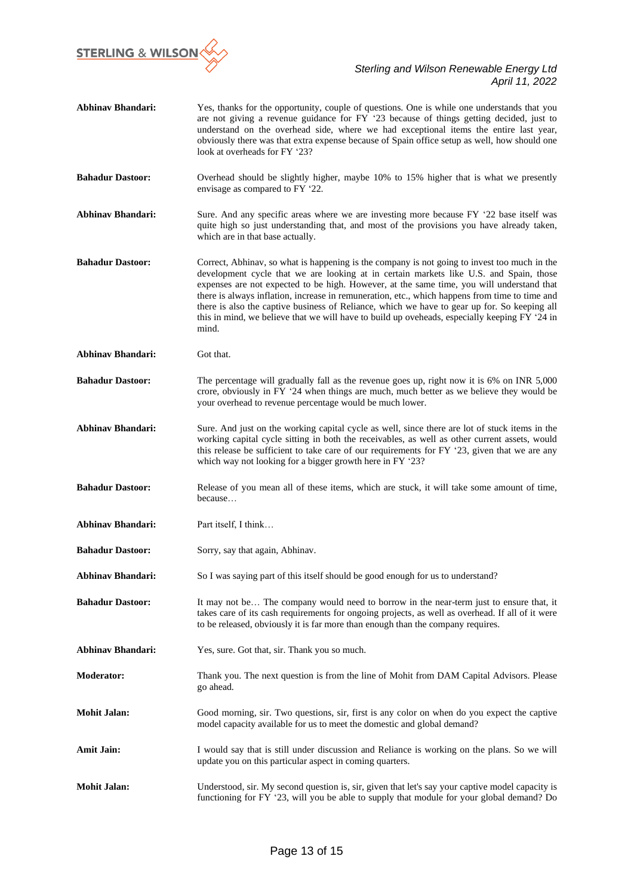**Abhinav Bhandari:** Yes, thanks for the opportunity, couple of questions. One is while one understands that you are not giving a revenue guidance for FY '23 because of things getting decided, just to understand on the overhead side, where we had exceptional items the entire last year, obviously there was that extra expense because of Spain office setup as well, how should one look at overheads for FY '23?

**Bahadur Dastoor:** Overhead should be slightly higher, maybe 10% to 15% higher that is what we presently envisage as compared to FY '22.

**Abhinav Bhandari:** Sure. And any specific areas where we are investing more because FY '22 base itself was quite high so just understanding that, and most of the provisions you have already taken, which are in that base actually.

**Bahadur Dastoor:** Correct, Abhinav, so what is happening is the company is not going to invest too much in the development cycle that we are looking at in certain markets like U.S. and Spain, those expenses are not expected to be high. However, at the same time, you will understand that there is always inflation, increase in remuneration, etc., which happens from time to time and there is also the captive business of Reliance, which we have to gear up for. So keeping all this in mind, we believe that we will have to build up oveheads, especially keeping FY '24 in mind.

**Abhinav Bhandari:** Got that.

**Bahadur Dastoor:** The percentage will gradually fall as the revenue goes up, right now it is 6% on INR 5,000 crore, obviously in FY '24 when things are much, much better as we believe they would be your overhead to revenue percentage would be much lower.

**Abhinav Bhandari:** Sure. And just on the working capital cycle as well, since there are lot of stuck items in the working capital cycle sitting in both the receivables, as well as other current assets, would this release be sufficient to take care of our requirements for FY '23, given that we are any which way not looking for a bigger growth here in FY '23?

**Bahadur Dastoor:** Release of you mean all of these items, which are stuck, it will take some amount of time, because…

**Abhinav Bhandari:** Part itself, I think…

**Bahadur Dastoor:** Sorry, say that again, Abhinav.

**Abhinav Bhandari:** So I was saying part of this itself should be good enough for us to understand?

**Bahadur Dastoor:** It may not be… The company would need to borrow in the near-term just to ensure that, it takes care of its cash requirements for ongoing projects, as well as overhead. If all of it were to be released, obviously it is far more than enough than the company requires.

**Abhinav Bhandari:** Yes, sure. Got that, sir. Thank you so much.

**Moderator:** Thank you. The next question is from the line of Mohit from DAM Capital Advisors. Please go ahead.

**Mohit Jalan:** Good morning, sir. Two questions, sir, first is any color on when do you expect the captive model capacity available for us to meet the domestic and global demand?

**Amit Jain:** I would say that is still under discussion and Reliance is working on the plans. So we will update you on this particular aspect in coming quarters.

**Mohit Jalan:** Understood, sir. My second question is, sir, given that let's say your captive model capacity is functioning for FY '23, will you be able to supply that module for your global demand? Do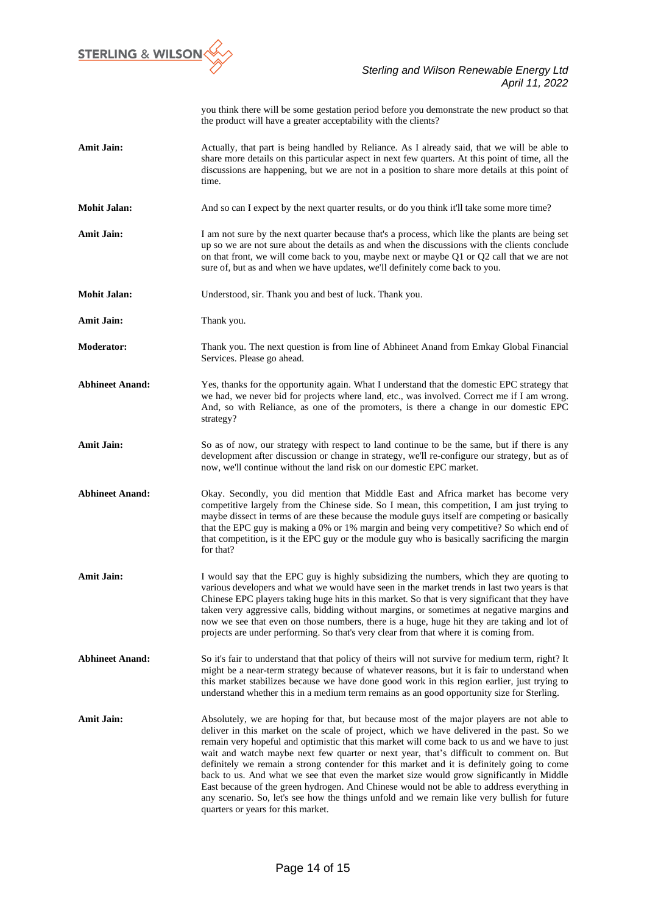you think there will be some gestation period before you demonstrate the new product so that the product will have a greater acceptability with the clients?

**Amit Jain:** Actually, that part is being handled by Reliance. As I already said, that we will be able to share more details on this particular aspect in next few quarters. At this point of time, all the discussions are happening, but we are not in a position to share more details at this point of time.

**Mohit Jalan:** And so can I expect by the next quarter results, or do you think it'll take some more time?

**Amit Jain:** I am not sure by the next quarter because that's a process, which like the plants are being set up so we are not sure about the details as and when the discussions with the clients conclude on that front, we will come back to you, maybe next or maybe Q1 or Q2 call that we are not sure of, but as and when we have updates, we'll definitely come back to you.

**Mohit Jalan:** Understood, sir. Thank you and best of luck. Thank you.

**Amit Jain:** Thank you.

**Moderator:** Thank you. The next question is from line of Abhineet Anand from Emkay Global Financial Services. Please go ahead.

**Abhineet Anand:** Yes, thanks for the opportunity again. What I understand that the domestic EPC strategy that we had, we never bid for projects where land, etc., was involved. Correct me if I am wrong. And, so with Reliance, as one of the promoters, is there a change in our domestic EPC strategy?

**Amit Jain:** So as of now, our strategy with respect to land continue to be the same, but if there is any development after discussion or change in strategy, we'll re-configure our strategy, but as of now, we'll continue without the land risk on our domestic EPC market.

**Abhineet Anand:** Okay. Secondly, you did mention that Middle East and Africa market has become very competitive largely from the Chinese side. So I mean, this competition, I am just trying to maybe dissect in terms of are these because the module guys itself are competing or basically that the EPC guy is making a 0% or 1% margin and being very competitive? So which end of that competition, is it the EPC guy or the module guy who is basically sacrificing the margin for that?

**Amit Jain:** I would say that the EPC guy is highly subsidizing the numbers, which they are quoting to various developers and what we would have seen in the market trends in last two years is that Chinese EPC players taking huge hits in this market. So that is very significant that they have taken very aggressive calls, bidding without margins, or sometimes at negative margins and now we see that even on those numbers, there is a huge, huge hit they are taking and lot of projects are under performing. So that's very clear from that where it is coming from.

**Abhineet Anand:** So it's fair to understand that that policy of theirs will not survive for medium term, right? It might be a near-term strategy because of whatever reasons, but it is fair to understand when this market stabilizes because we have done good work in this region earlier, just trying to understand whether this in a medium term remains as an good opportunity size for Sterling.

**Amit Jain:** Absolutely, we are hoping for that, but because most of the major players are not able to deliver in this market on the scale of project, which we have delivered in the past. So we remain very hopeful and optimistic that this market will come back to us and we have to just wait and watch maybe next few quarter or next year, that's difficult to comment on. But definitely we remain a strong contender for this market and it is definitely going to come back to us. And what we see that even the market size would grow significantly in Middle East because of the green hydrogen. And Chinese would not be able to address everything in any scenario. So, let's see how the things unfold and we remain like very bullish for future quarters or years for this market.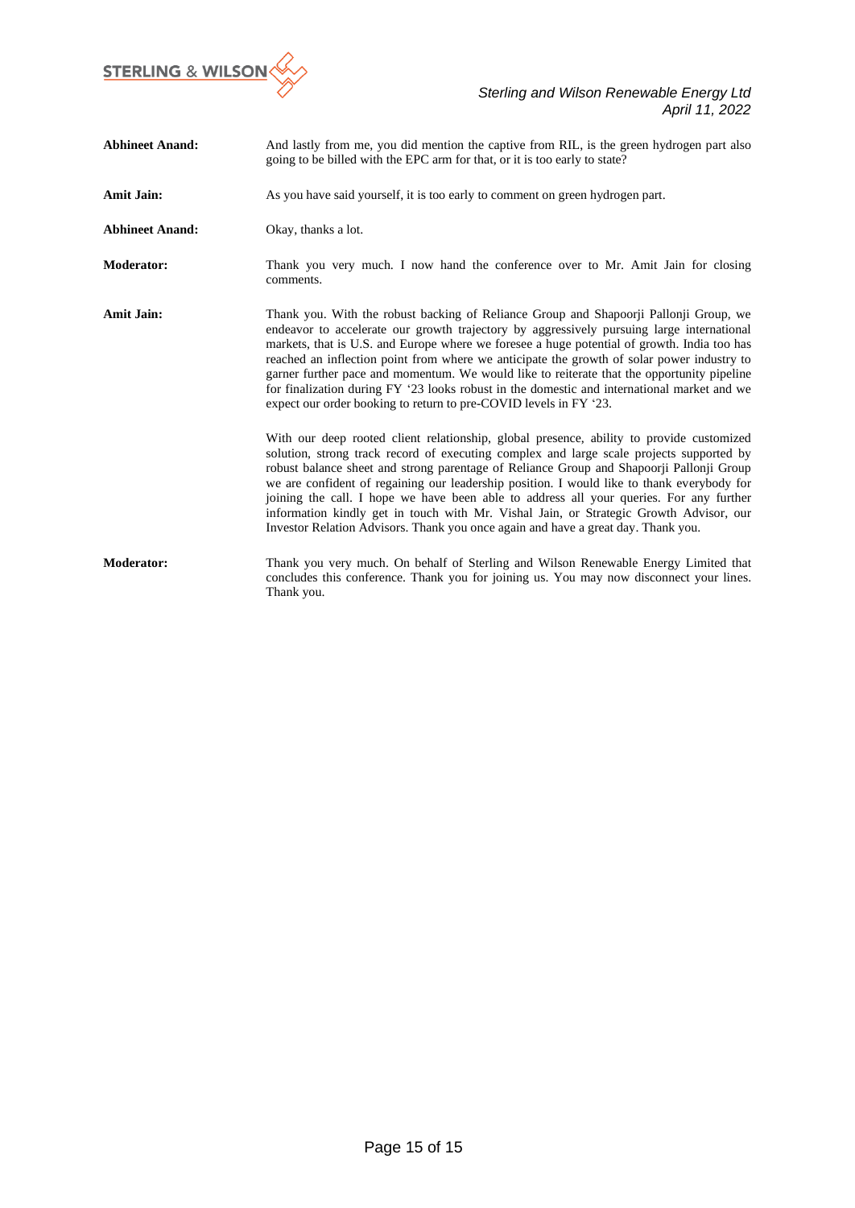**Abhineet Anand:** And lastly from me, you did mention the captive from RIL, is the green hydrogen part also going to be billed with the EPC arm for that, or it is too early to state?

**Amit Jain:** As you have said yourself, it is too early to comment on green hydrogen part.

**Abhineet Anand:** Okay, thanks a lot.

**Moderator:** Thank you very much. I now hand the conference over to Mr. Amit Jain for closing comments.

**Amit Jain:** Thank you. With the robust backing of Reliance Group and Shapoorji Pallonji Group, we endeavor to accelerate our growth trajectory by aggressively pursuing large international markets, that is U.S. and Europe where we foresee a huge potential of growth. India too has reached an inflection point from where we anticipate the growth of solar power industry to garner further pace and momentum. We would like to reiterate that the opportunity pipeline for finalization during FY '23 looks robust in the domestic and international market and we expect our order booking to return to pre-COVID levels in FY '23.

With our deep rooted client relationship, global presence, ability to provide customized solution, strong track record of executing complex and large scale projects supported by robust balance sheet and strong parentage of Reliance Group and Shapoorji Pallonji Group we are confident of regaining our leadership position. I would like to thank everybody for joining the call. I hope we have been able to address all your queries. For any further information kindly get in touch with Mr. Vishal Jain, or Strategic Growth Advisor, our Investor Relation Advisors. Thank you once again and have a great day. Thank you.

**Moderator:** Thank you very much. On behalf of Sterling and Wilson Renewable Energy Limited that concludes this conference. Thank you for joining us. You may now disconnect your lines. Thank you.